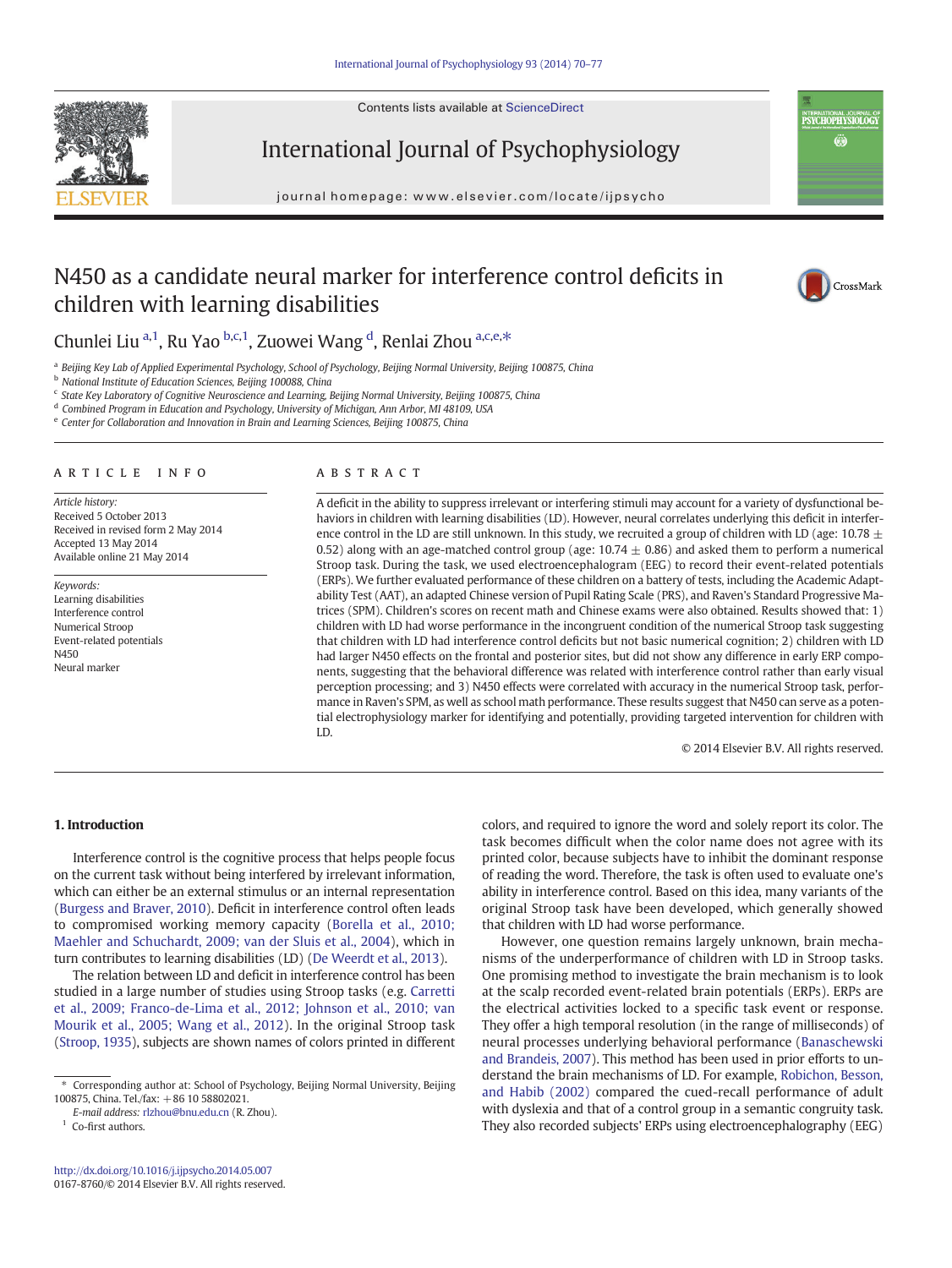# N450 as a candidate neural marker for interference control deficits in children with learning disabilities

Chunlei Liu [a,1], Ru Yao [b,c,1], Zuowei Wang [d], Renlai Zhou [a,c,e,*]

[a] Beijing Key Lab of Applied Experimental Psychology, School of Psychology, Beijing Normal University, Beijing 100875, China
[b] National Institute of Education Sciences, Beijing 100088, China
[c] State Key Laboratory of Cognitive Neuroscience and Learning, Beijing Normal University, Beijing 100875, China
[d] Combined Program in Education and Psychology, University of Michigan, Ann Arbor, MI 48109, USA
[e] Center for Collaboration and Innovation in Brain and Learning Sciences, Beijing 100875, China

## ARTICLE INFO

*Article history:*
Received 5 October 2013
Received in revised form 2 May 2014
Accepted 13 May 2014
Available online 21 May 2014

*Keywords:*
Learning disabilities
Interference control
Numerical Stroop
Event-related potentials
N450
Neural marker

## ABSTRACT

A deficit in the ability to suppress irrelevant or interfering stimuli may account for a variety of dysfunctional behaviors in children with learning disabilities (LD). However, neural correlates underlying this deficit in interference control in the LD are still unknown. In this study, we recruited a group of children with LD (age: $10.78 \pm 0.52$) along with an age-matched control group (age: $10.74 \pm 0.86$) and asked them to perform a numerical Stroop task. During the task, we used electroencephalogram (EEG) to record their event-related potentials (ERPs). We further evaluated performance of these children on a battery of tests, including the Academic Adaptability Test (AAT), an adapted Chinese version of Pupil Rating Scale (PRS), and Raven's Standard Progressive Matrices (SPM). Children's scores on recent math and Chinese exams were also obtained. Results showed that: 1) children with LD had worse performance in the incongruent condition of the numerical Stroop task suggesting that children with LD had interference control deficits but not basic numerical cognition; 2) children with LD had larger N450 effects on the frontal and posterior sites, but did not show any difference in early ERP components, suggesting that the behavioral difference was related with interference control rather than early visual perception processing; and 3) N450 effects were correlated with accuracy in the numerical Stroop task, performance in Raven's SPM, as well as school math performance. These results suggest that N450 can serve as a potential electrophysiology marker for identifying and potentially, providing targeted intervention for children with LD.

© 2014 Elsevier B.V. All rights reserved.

## 1. Introduction

Interference control is the cognitive process that helps people focus on the current task without being interfered by irrelevant information, which can either be an external stimulus or an internal representation (Burgess and Braver, 2010). Deficit in interference control often leads to compromised working memory capacity (Borella et al., 2010; Maehler and Schuchardt, 2009; van der Sluis et al., 2004), which in turn contributes to learning disabilities (LD) (De Weerdt et al., 2013).

The relation between LD and deficit in interference control has been studied in a large number of studies using Stroop tasks (e.g. Carretti et al., 2009; Franco-de-Lima et al., 2012; Johnson et al., 2010; van Mourik et al., 2005; Wang et al., 2012). In the original Stroop task (Stroop, 1935), subjects are shown names of colors printed in different colors, and required to ignore the word and solely report its color. The task becomes difficult when the color name does not agree with its printed color, because subjects have to inhibit the dominant response of reading the word. Therefore, the task is often used to evaluate one's ability in interference control. Based on this idea, many variants of the original Stroop task have been developed, which generally showed that children with LD had worse performance.

However, one question remains largely unknown, brain mechanisms of the underperformance of children with LD in Stroop tasks. One promising method to investigate the brain mechanism is to look at the scalp recorded event-related brain potentials (ERPs). ERPs are the electrical activities locked to a specific task event or response. They offer a high temporal resolution (in the range of milliseconds) of neural processes underlying behavioral performance (Banaschewski and Brandeis, 2007). This method has been used in prior efforts to understand the brain mechanisms of LD. For example, Robichon, Besson, and Habib (2002) compared the cued-recall performance of adult with dyslexia and that of a control group in a semantic congruity task. They also recorded subjects' ERPs using electroencephalography (EEG)

\* Corresponding author at: School of Psychology, Beijing Normal University, Beijing 100875, China. Tel./fax: +86 10 58802021.
*E-mail address:* rlzhou@bnu.edu.cn (R. Zhou).
[1] Co-first authors.

http://dx.doi.org/10.1016/j.ijpsycho.2014.05.007
0167-8760/© 2014 Elsevier B.V. All rights reserved.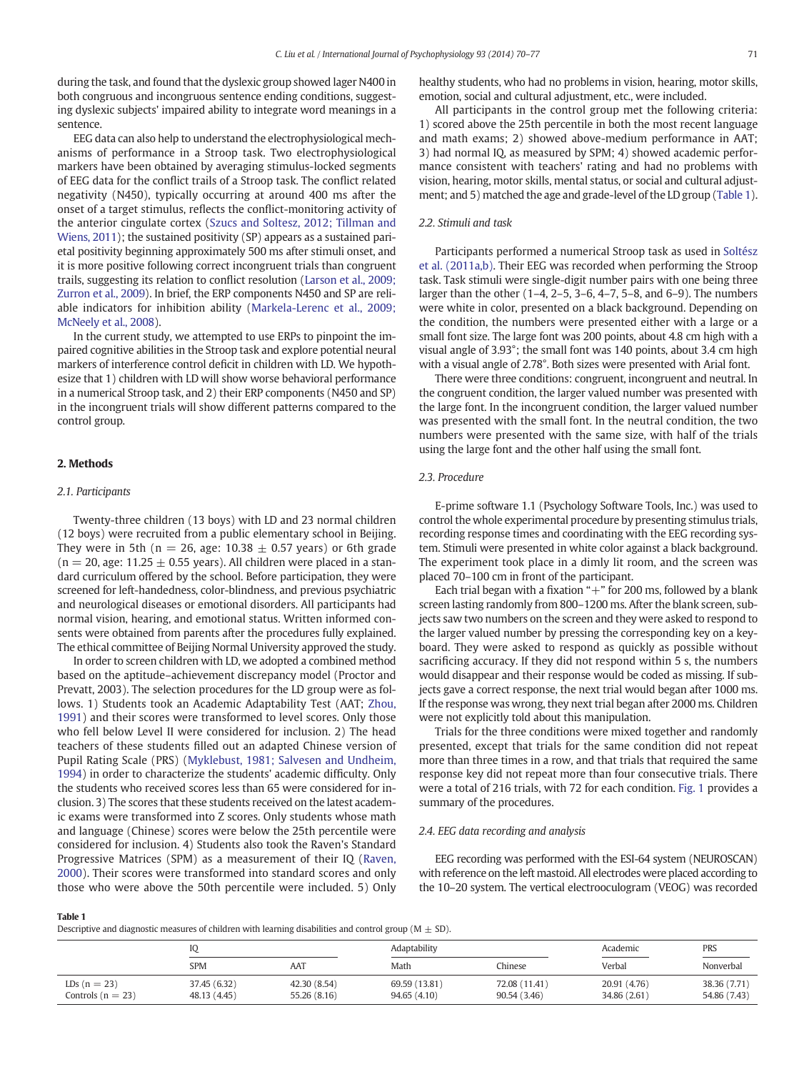during the task, and found that the dyslexic group showed lager N400 in both congruous and incongruous sentence ending conditions, suggesting dyslexic subjects' impaired ability to integrate word meanings in a sentence.

EEG data can also help to understand the electrophysiological mechanisms of performance in a Stroop task. Two electrophysiological markers have been obtained by averaging stimulus-locked segments of EEG data for the conflict trails of a Stroop task. The conflict related negativity (N450), typically occurring at around 400 ms after the onset of a target stimulus, reflects the conflict-monitoring activity of the anterior cingulate cortex (Szucs and Soltesz, 2012; Tillman and Wiens, 2011); the sustained positivity (SP) appears as a sustained parietal positivity beginning approximately 500 ms after stimuli onset, and it is more positive following correct incongruent trails than congruent trails, suggesting its relation to conflict resolution (Larson et al., 2009; Zurron et al., 2009). In brief, the ERP components N450 and SP are reliable indicators for inhibition ability (Markela-Lerenc et al., 2009; McNeely et al., 2008).

In the current study, we attempted to use ERPs to pinpoint the impaired cognitive abilities in the Stroop task and explore potential neural markers of interference control deficit in children with LD. We hypothesize that 1) children with LD will show worse behavioral performance in a numerical Stroop task, and 2) their ERP components (N450 and SP) in the incongruent trials will show different patterns compared to the control group.

## 2. Methods

### 2.1. Participants

Twenty-three children (13 boys) with LD and 23 normal children (12 boys) were recruited from a public elementary school in Beijing. They were in 5th ($n = 26$, age: $10.38 \pm 0.57$ years) or 6th grade ($n = 20$, age: $11.25 \pm 0.55$ years). All children were placed in a standard curriculum offered by the school. Before participation, they were screened for left-handedness, color-blindness, and previous psychiatric and neurological diseases or emotional disorders. All participants had normal vision, hearing, and emotional status. Written informed consents were obtained from parents after the procedures fully explained. The ethical committee of Beijing Normal University approved the study.

In order to screen children with LD, we adopted a combined method based on the aptitude–achievement discrepancy model (Proctor and Prevatt, 2003). The selection procedures for the LD group were as follows. 1) Students took an Academic Adaptability Test (AAT; Zhou, 1991) and their scores were transformed to level scores. Only those who fell below Level II were considered for inclusion. 2) The head teachers of these students filled out an adapted Chinese version of Pupil Rating Scale (PRS) (Myklebust, 1981; Salvesen and Undheim, 1994) in order to characterize the students' academic difficulty. Only the students who received scores less than 65 were considered for inclusion. 3) The scores that these students received on the latest academic exams were transformed into Z scores. Only students whose math and language (Chinese) scores were below the 25th percentile were considered for inclusion. 4) Students also took the Raven's Standard Progressive Matrices (SPM) as a measurement of their IQ (Raven, 2000). Their scores were transformed into standard scores and only those who were above the 50th percentile were included. 5) Only healthy students, who had no problems in vision, hearing, motor skills, emotion, social and cultural adjustment, etc., were included.

All participants in the control group met the following criteria: 1) scored above the 25th percentile in both the most recent language and math exams; 2) showed above-medium performance in AAT; 3) had normal IQ, as measured by SPM; 4) showed academic performance consistent with teachers' rating and had no problems with vision, hearing, motor skills, mental status, or social and cultural adjustment; and 5) matched the age and grade-level of the LD group (Table 1).

### 2.2. Stimuli and task

Participants performed a numerical Stroop task as used in Soltész et al. (2011a,b). Their EEG was recorded when performing the Stroop task. Task stimuli were single-digit number pairs with one being three larger than the other (1–4, 2–5, 3–6, 4–7, 5–8, and 6–9). The numbers were white in color, presented on a black background. Depending on the condition, the numbers were presented either with a large or a small font size. The large font was 200 points, about 4.8 cm high with a visual angle of 3.93°; the small font was 140 points, about 3.4 cm high with a visual angle of 2.78°. Both sizes were presented with Arial font.

There were three conditions: congruent, incongruent and neutral. In the congruent condition, the larger valued number was presented with the large font. In the incongruent condition, the larger valued number was presented with the small font. In the neutral condition, the two numbers were presented with the same size, with half of the trials using the large font and the other half using the small font.

### 2.3. Procedure

E-prime software 1.1 (Psychology Software Tools, Inc.) was used to control the whole experimental procedure by presenting stimulus trials, recording response times and coordinating with the EEG recording system. Stimuli were presented in white color against a black background. The experiment took place in a dimly lit room, and the screen was placed 70–100 cm in front of the participant.

Each trial began with a fixation "+" for 200 ms, followed by a blank screen lasting randomly from 800–1200 ms. After the blank screen, subjects saw two numbers on the screen and they were asked to respond to the larger valued number by pressing the corresponding key on a keyboard. They were asked to respond as quickly as possible without sacrificing accuracy. If they did not respond within 5 s, the numbers would disappear and their response would be coded as missing. If subjects gave a correct response, the next trial would began after 1000 ms. If the response was wrong, they next trial began after 2000 ms. Children were not explicitly told about this manipulation.

Trials for the three conditions were mixed together and randomly presented, except that trials for the same condition did not repeat more than three times in a row, and that trials that required the same response key did not repeat more than four consecutive trials. There were a total of 216 trials, with 72 for each condition. Fig. 1 provides a summary of the procedures.

### 2.4. EEG data recording and analysis

EEG recording was performed with the ESI-64 system (NEUROSCAN) with reference on the left mastoid. All electrodes were placed according to the 10–20 system. The vertical electrooculogram (VEOG) was recorded

**Table 1**
Descriptive and diagnostic measures of children with learning disabilities and control group (M ± SD).

| | IQ | | Adaptability | | Academic | PRS |
|---|---|---|---|---|---|---|
| | SPM | AAT | Math | Chinese | Verbal | Nonverbal |
| LDs (n = 23) | 37.45 (6.32) | 42.30 (8.54) | 69.59 (13.81) | 72.08 (11.41) | 20.91 (4.76) | 38.36 (7.71) |
| Controls (n = 23) | 48.13 (4.45) | 55.26 (8.16) | 94.65 (4.10) | 90.54 (3.46) | 34.86 (2.61) | 54.86 (7.43) |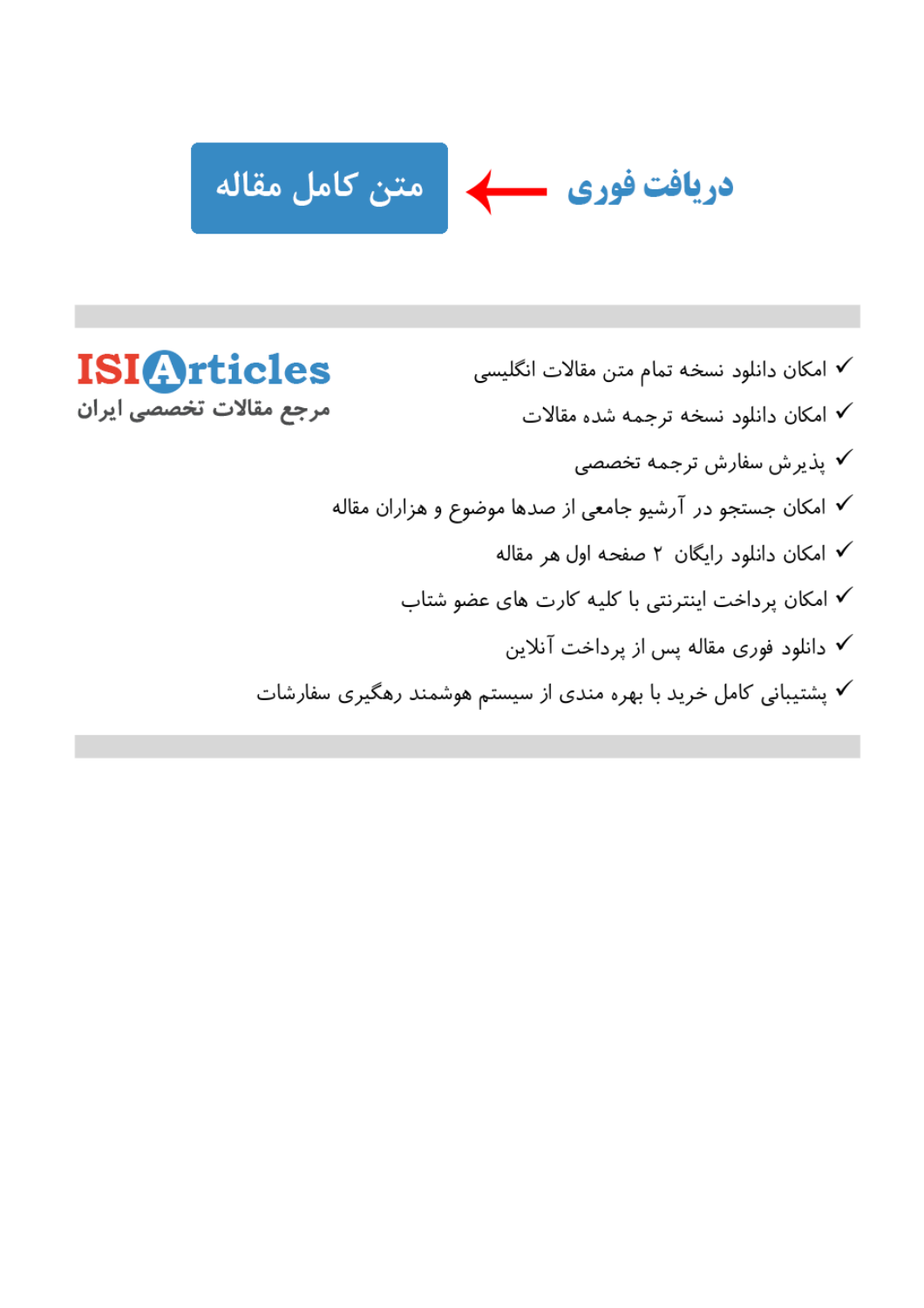دریافت فوری ← متن کامل مقاله

**ISIArticles**
مرجع مقالات تخصصی ایران

- ✓ امکان دانلود نسخه تمام متن مقالات انگلیسی
- ✓ امکان دانلود نسخه ترجمه شده مقالات
- ✓ پذیرش سفارش ترجمه تخصصی
- ✓ امکان جستجو در آرشیو جامعی از صدها موضوع و هزاران مقاله
- ✓ امکان دانلود رایگان ۲ صفحه اول هر مقاله
- ✓ امکان پرداخت اینترنتی با کلیه کارت های عضو شتاب
- ✓ دانلود فوری مقاله پس از پرداخت آنلاین
- ✓ پشتیبانی کامل خرید با بهره مندی از سیستم هوشمند رهگیری سفارشات